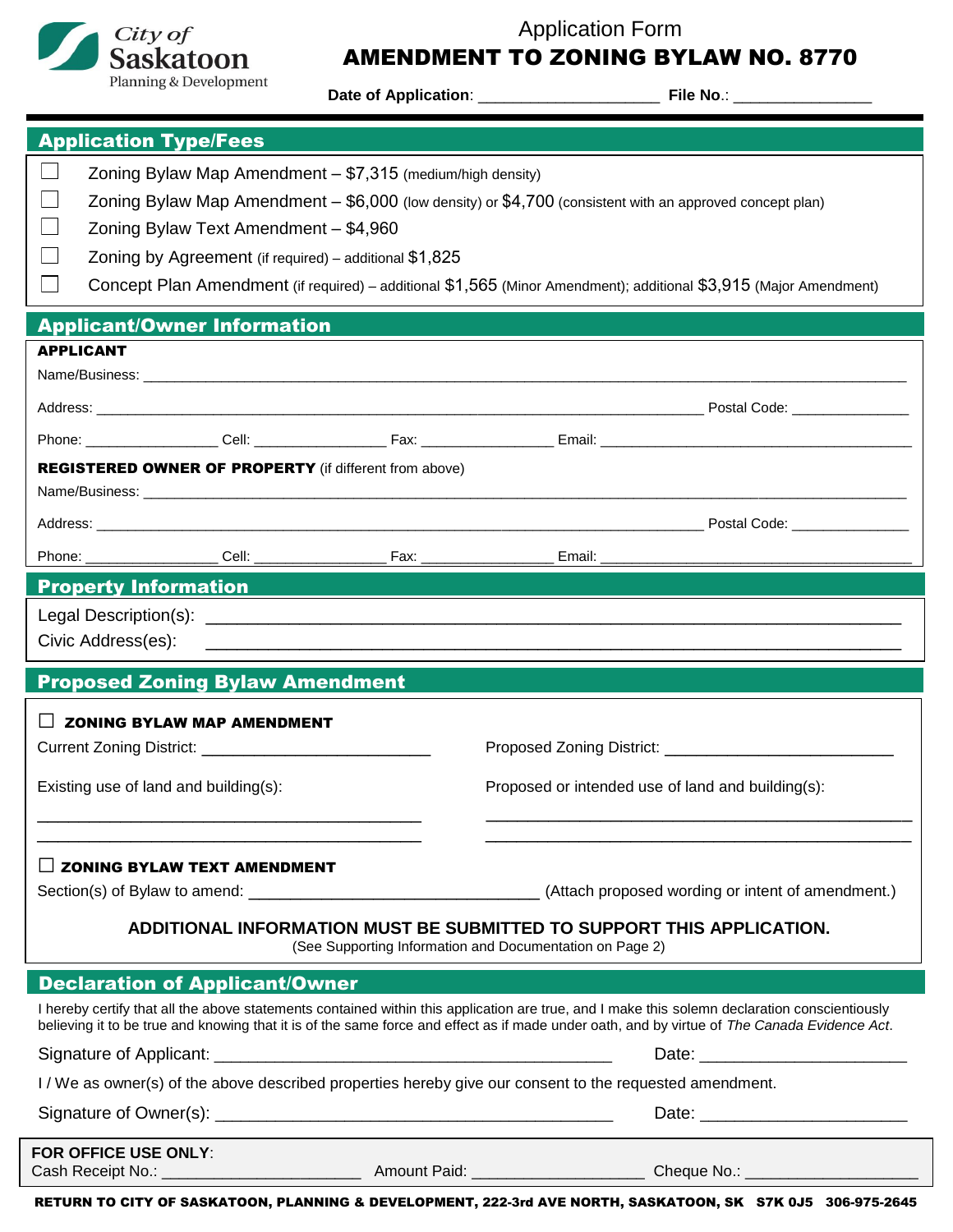City of Saskatoon
Planning & Development

Application Form

# AMENDMENT TO ZONING BYLAW NO. 8770

**Date of Application**: ____________________ **File No**.: _______________

## Application Type/Fees

- ☐ Zoning Bylaw Map Amendment – $7,315 (medium/high density)
- ☐ Zoning Bylaw Map Amendment – $6,000 (low density) or $4,700 (consistent with an approved concept plan)
- ☐ Zoning Bylaw Text Amendment – $4,960
- ☐ Zoning by Agreement (if required) – additional $1,825
- ☐ Concept Plan Amendment (if required) – additional $1,565 (Minor Amendment); additional $3,915 (Major Amendment)

## Applicant/Owner Information

**APPLICANT**

Name/Business: ______________________________________________________________

Address: _______________________________________________ Postal Code: ______________

Phone: _______________ Cell: _______________ Fax: _______________ Email: ______________________

**REGISTERED OWNER OF PROPERTY** (if different from above)

Name/Business: ______________________________________________________________

Address: _______________________________________________ Postal Code: ______________

Phone: _______________ Cell: _______________ Fax: _______________ Email: ______________________

## Property Information

Legal Description(s): ______________________________________________________________

Civic Address(es): ______________________________________________________________

## Proposed Zoning Bylaw Amendment

☐ **ZONING BYLAW MAP AMENDMENT**

Current Zoning District: ________________________ Proposed Zoning District: ________________________

Existing use of land and building(s): Proposed or intended use of land and building(s):

________________________________________ ________________________________________

________________________________________ ________________________________________

☐ **ZONING BYLAW TEXT AMENDMENT**

Section(s) of Bylaw to amend: ______________________________ (Attach proposed wording or intent of amendment.)

**ADDITIONAL INFORMATION MUST BE SUBMITTED TO SUPPORT THIS APPLICATION.**
(See Supporting Information and Documentation on Page 2)

## Declaration of Applicant/Owner

I hereby certify that all the above statements contained within this application are true, and I make this solemn declaration conscientiously believing it to be true and knowing that it is of the same force and effect as if made under oath, and by virtue of *The Canada Evidence Act*.

Signature of Applicant: ________________________________________ Date: ____________________

I / We as owner(s) of the above described properties hereby give our consent to the requested amendment.

Signature of Owner(s): ________________________________________ Date: ____________________

**FOR OFFICE USE ONLY**:
Cash Receipt No.: ____________________ Amount Paid: __________________ Cheque No.: __________________

**RETURN TO CITY OF SASKATOON, PLANNING & DEVELOPMENT, 222-3rd AVE NORTH, SASKATOON, SK S7K 0J5 306-975-2645**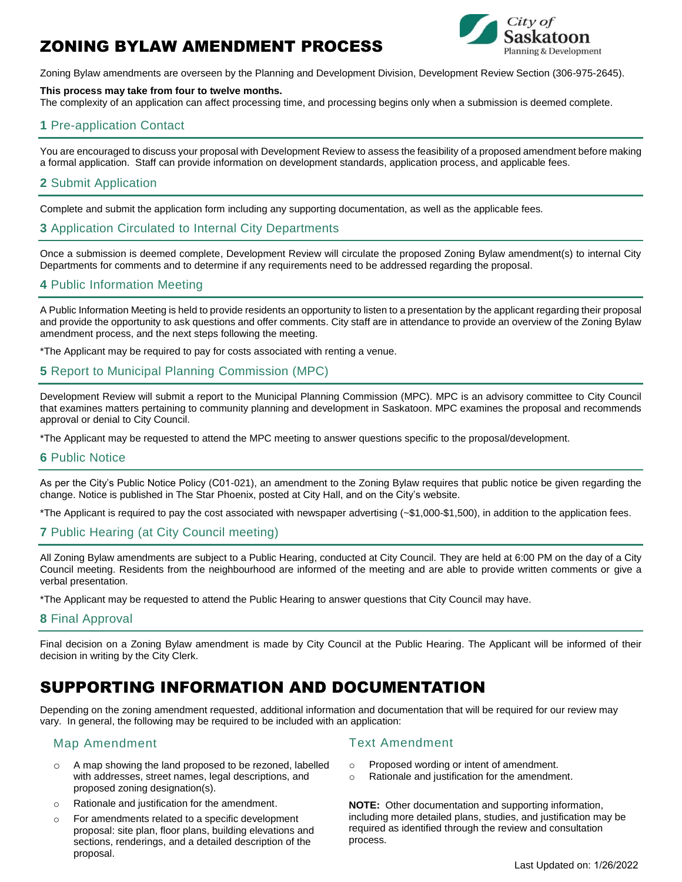# ZONING BYLAW AMENDMENT PROCESS

City of Saskatoon
Planning & Development

Zoning Bylaw amendments are overseen by the Planning and Development Division, Development Review Section (306-975-2645).

**This process may take from four to twelve months.**
The complexity of an application can affect processing time, and processing begins only when a submission is deemed complete.

## 1 Pre-application Contact

You are encouraged to discuss your proposal with Development Review to assess the feasibility of a proposed amendment before making a formal application. Staff can provide information on development standards, application process, and applicable fees.

## 2 Submit Application

Complete and submit the application form including any supporting documentation, as well as the applicable fees.

## 3 Application Circulated to Internal City Departments

Once a submission is deemed complete, Development Review will circulate the proposed Zoning Bylaw amendment(s) to internal City Departments for comments and to determine if any requirements need to be addressed regarding the proposal.

## 4 Public Information Meeting

A Public Information Meeting is held to provide residents an opportunity to listen to a presentation by the applicant regarding their proposal and provide the opportunity to ask questions and offer comments. City staff are in attendance to provide an overview of the Zoning Bylaw amendment process, and the next steps following the meeting.

*The Applicant may be required to pay for costs associated with renting a venue.

## 5 Report to Municipal Planning Commission (MPC)

Development Review will submit a report to the Municipal Planning Commission (MPC). MPC is an advisory committee to City Council that examines matters pertaining to community planning and development in Saskatoon. MPC examines the proposal and recommends approval or denial to City Council.

*The Applicant may be requested to attend the MPC meeting to answer questions specific to the proposal/development.

## 6 Public Notice

As per the City's Public Notice Policy (C01-021), an amendment to the Zoning Bylaw requires that public notice be given regarding the change. Notice is published in The Star Phoenix, posted at City Hall, and on the City's website.

*The Applicant is required to pay the cost associated with newspaper advertising (~$1,000-$1,500), in addition to the application fees.

## 7 Public Hearing (at City Council meeting)

All Zoning Bylaw amendments are subject to a Public Hearing, conducted at City Council. They are held at 6:00 PM on the day of a City Council meeting. Residents from the neighbourhood are informed of the meeting and are able to provide written comments or give a verbal presentation.

*The Applicant may be requested to attend the Public Hearing to answer questions that City Council may have.

## 8 Final Approval

Final decision on a Zoning Bylaw amendment is made by City Council at the Public Hearing. The Applicant will be informed of their decision in writing by the City Clerk.

# SUPPORTING INFORMATION AND DOCUMENTATION

Depending on the zoning amendment requested, additional information and documentation that will be required for our review may vary. In general, the following may be required to be included with an application:

### Map Amendment

- A map showing the land proposed to be rezoned, labelled with addresses, street names, legal descriptions, and proposed zoning designation(s).
- Rationale and justification for the amendment.
- For amendments related to a specific development proposal: site plan, floor plans, building elevations and sections, renderings, and a detailed description of the proposal.

### Text Amendment

- Proposed wording or intent of amendment.
- Rationale and justification for the amendment.

**NOTE:** Other documentation and supporting information, including more detailed plans, studies, and justification may be required as identified through the review and consultation process.

Last Updated on: 1/26/2022